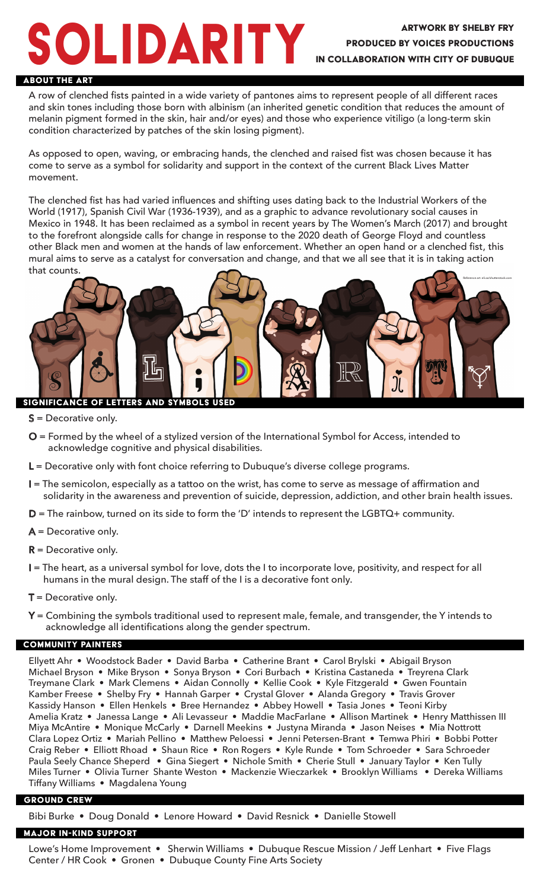# SOLIDARITY

**ARTWORK BY SHELBY FRY**
**PRODUCED BY VOICES PRODUCTIONS**
**IN COLLABORATION WITH CITY OF DUBUQUE**

## ABOUT THE ART

A row of clenched fists painted in a wide variety of pantones aims to represent people of all different races and skin tones including those born with albinism (an inherited genetic condition that reduces the amount of melanin pigment formed in the skin, hair and/or eyes) and those who experience vitiligo (a long-term skin condition characterized by patches of the skin losing pigment).

As opposed to open, waving, or embracing hands, the clenched and raised fist was chosen because it has come to serve as a symbol for solidarity and support in the context of the current Black Lives Matter movement.

The clenched fist has had varied influences and shifting uses dating back to the Industrial Workers of the World (1917), Spanish Civil War (1936-1939), and as a graphic to advance revolutionary social causes in Mexico in 1948. It has been reclaimed as a symbol in recent years by The Women's March (2017) and brought to the forefront alongside calls for change in response to the 2020 death of George Floyd and countless other Black men and women at the hands of law enforcement. Whether an open hand or a clenched fist, this mural aims to serve as a catalyst for conversation and change, and that we all see that it is in taking action that counts.

Reference art: eliua/shutterstock.com

## SIGNIFICANCE OF LETTERS AND SYMBOLS USED

- **S** = Decorative only.
- **O** = Formed by the wheel of a stylized version of the International Symbol for Access, intended to acknowledge cognitive and physical disabilities.
- **L** = Decorative only with font choice referring to Dubuque's diverse college programs.
- **I** = The semicolon, especially as a tattoo on the wrist, has come to serve as message of affirmation and solidarity in the awareness and prevention of suicide, depression, addiction, and other brain health issues.
- **D** = The rainbow, turned on its side to form the 'D' intends to represent the LGBTQ+ community.
- **A** = Decorative only.
- **R** = Decorative only.
- **I** = The heart, as a universal symbol for love, dots the I to incorporate love, positivity, and respect for all humans in the mural design. The staff of the I is a decorative font only.
- **T** = Decorative only.
- **Y** = Combining the symbols traditional used to represent male, female, and transgender, the Y intends to acknowledge all identifications along the gender spectrum.

## COMMUNITY PAINTERS

Ellyett Ahr • Woodstock Bader • David Barba • Catherine Brant • Carol Brylski • Abigail Bryson Michael Bryson • Mike Bryson • Sonya Bryson • Cori Burbach • Kristina Castaneda • Treyrena Clark Treymane Clark • Mark Clemens • Aidan Connolly • Kellie Cook • Kyle Fitzgerald • Gwen Fountain Kamber Freese • Shelby Fry • Hannah Garper • Crystal Glover • Alanda Gregory • Travis Grover Kassidy Hanson • Ellen Henkels • Bree Hernandez • Abbey Howell • Tasia Jones • Teoni Kirby Amelia Kratz • Janessa Lange • Ali Levasseur • Maddie MacFarlane • Allison Martinek • Henry Matthissen III Miya McAntire • Monique McCarly • Darnell Meekins • Justyna Miranda • Jason Neises • Mia Nottrott Clara Lopez Ortiz • Mariah Pellino • Matthew Peloessi • Jenni Petersen-Brant • Temwa Phiri • Bobbi Potter Craig Reber • Elliott Rhoad • Shaun Rice • Ron Rogers • Kyle Runde • Tom Schroeder • Sara Schroeder Paula Seely Chance Sheperd • Gina Siegert • Nichole Smith • Cherie Stull • January Taylor • Ken Tully Miles Turner • Olivia Turner Shante Weston • Mackenzie Wieczarkek • Brooklyn Williams • Dereka Williams Tiffany Williams • Magdalena Young

## GROUND CREW

Bibi Burke • Doug Donald • Lenore Howard • David Resnick • Danielle Stowell

## MAJOR IN-KIND SUPPORT

Lowe's Home Improvement • Sherwin Williams • Dubuque Rescue Mission / Jeff Lenhart • Five Flags Center / HR Cook • Gronen • Dubuque County Fine Arts Society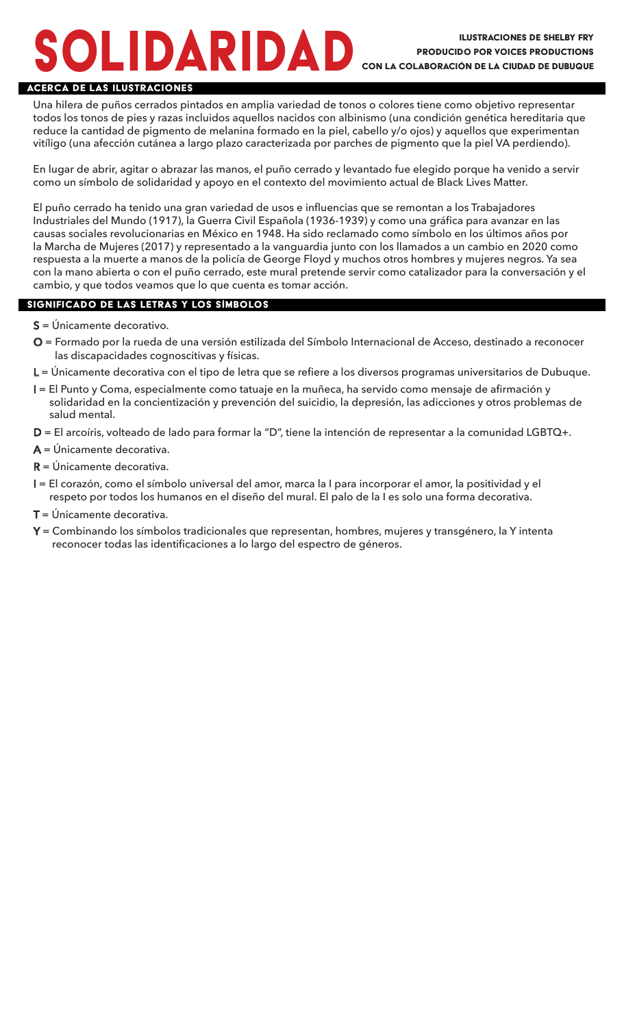# SOLIDARIDAD

**ILUSTRACIONES DE SHELBY FRY**
**PRODUCIDO POR VOICES PRODUCTIONS**
**CON LA COLABORACIÓN DE LA CIUDAD DE DUBUQUE**

## ACERCA DE LAS ILUSTRACIONES

Una hilera de puños cerrados pintados en amplia variedad de tonos o colores tiene como objetivo representar todos los tonos de pies y razas incluidos aquellos nacidos con albinismo (una condición genética hereditaria que reduce la cantidad de pigmento de melanina formado en la piel, cabello y/o ojos) y aquellos que experimentan vitíligo (una afección cutánea a largo plazo caracterizada por parches de pigmento que la piel VA perdiendo).

En lugar de abrir, agitar o abrazar las manos, el puño cerrado y levantado fue elegido porque ha venido a servir como un símbolo de solidaridad y apoyo en el contexto del movimiento actual de Black Lives Matter.

El puño cerrado ha tenido una gran variedad de usos e influencias que se remontan a los Trabajadores Industriales del Mundo (1917), la Guerra Civil Española (1936-1939) y como una gráfica para avanzar en las causas sociales revolucionarias en México en 1948. Ha sido reclamado como símbolo en los últimos años por la Marcha de Mujeres (2017) y representado a la vanguardia junto con los llamados a un cambio en 2020 como respuesta a la muerte a manos de la policía de George Floyd y muchos otros hombres y mujeres negros. Ya sea con la mano abierta o con el puño cerrado, este mural pretende servir como catalizador para la conversación y el cambio, y que todos veamos que lo que cuenta es tomar acción.

## SIGNIFICADO DE LAS LETRAS Y LOS SÍMBOLOS

- **S** = Únicamente decorativo.
- **O** = Formado por la rueda de una versión estilizada del Símbolo Internacional de Acceso, destinado a reconocer las discapacidades cognoscitivas y físicas.
- **L** = Únicamente decorativa con el tipo de letra que se refiere a los diversos programas universitarios de Dubuque.
- **I** = El Punto y Coma, especialmente como tatuaje en la muñeca, ha servido como mensaje de afirmación y solidaridad en la concientización y prevención del suicidio, la depresión, las adicciones y otros problemas de salud mental.
- **D** = El arcoíris, volteado de lado para formar la "D", tiene la intención de representar a la comunidad LGBTQ+.
- **A** = Únicamente decorativa.
- **R** = Únicamente decorativa.
- **I** = El corazón, como el símbolo universal del amor, marca la I para incorporar el amor, la positividad y el respeto por todos los humanos en el diseño del mural. El palo de la I es solo una forma decorativa.
- **T** = Únicamente decorativa.
- **Y** = Combinando los símbolos tradicionales que representan, hombres, mujeres y transgénero, la Y intenta reconocer todas las identificaciones a lo largo del espectro de géneros.